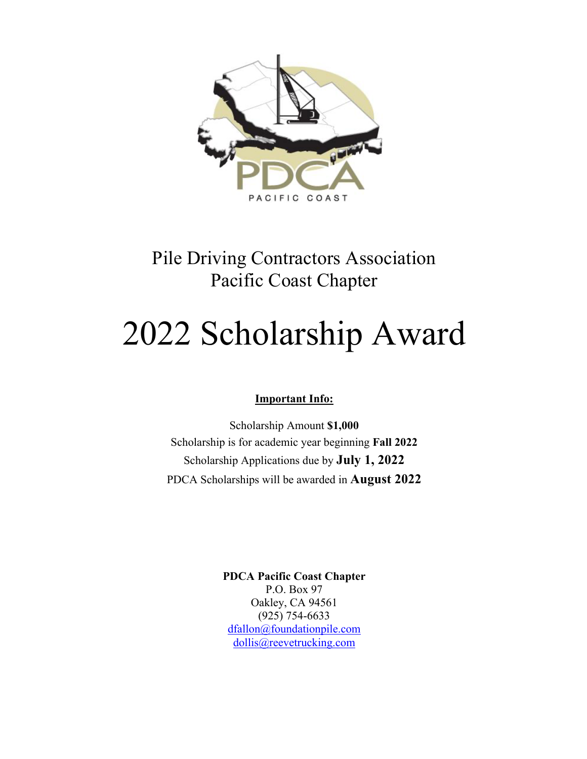PDCA

PACIFIC COAST

# Pile Driving Contractors Association
# Pacific Coast Chapter

# 2022 Scholarship Award

**Important Info:**

Scholarship Amount **$1,000**

Scholarship is for academic year beginning **Fall 2022**

Scholarship Applications due by **July 1, 2022**

PDCA Scholarships will be awarded in **August 2022**

**PDCA Pacific Coast Chapter**
P.O. Box 97
Oakley, CA 94561
(925) 754-6633
dfallon@foundationpile.com
dollis@reevetrucking.com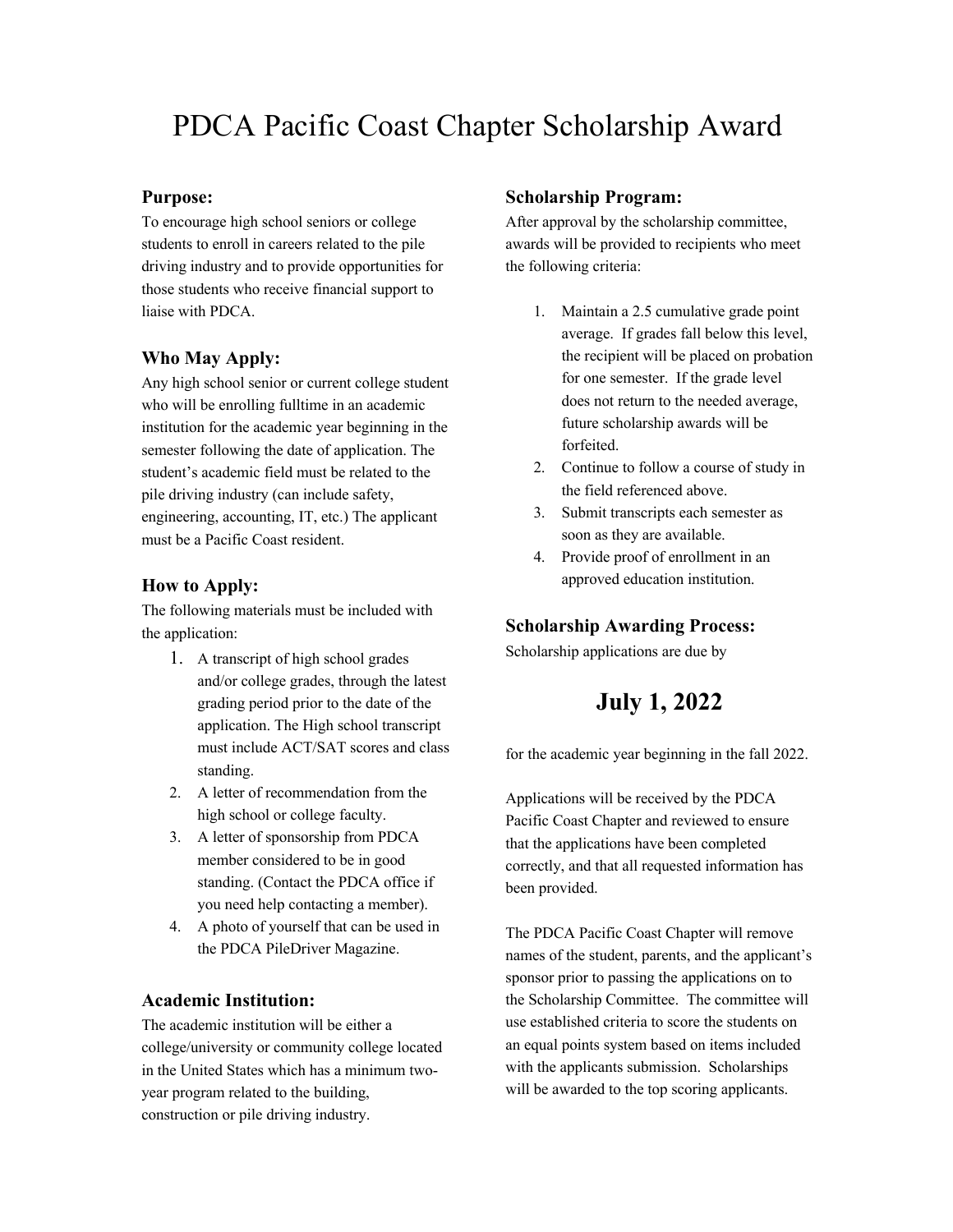# PDCA Pacific Coast Chapter Scholarship Award

### Purpose:

To encourage high school seniors or college students to enroll in careers related to the pile driving industry and to provide opportunities for those students who receive financial support to liaise with PDCA.

### Who May Apply:

Any high school senior or current college student who will be enrolling fulltime in an academic institution for the academic year beginning in the semester following the date of application. The student's academic field must be related to the pile driving industry (can include safety, engineering, accounting, IT, etc.) The applicant must be a Pacific Coast resident.

### How to Apply:

The following materials must be included with the application:

1. A transcript of high school grades and/or college grades, through the latest grading period prior to the date of the application. The High school transcript must include ACT/SAT scores and class standing.
2. A letter of recommendation from the high school or college faculty.
3. A letter of sponsorship from PDCA member considered to be in good standing. (Contact the PDCA office if you need help contacting a member).
4. A photo of yourself that can be used in the PDCA PileDriver Magazine.

### Academic Institution:

The academic institution will be either a college/university or community college located in the United States which has a minimum two-year program related to the building, construction or pile driving industry.

### Scholarship Program:

After approval by the scholarship committee, awards will be provided to recipients who meet the following criteria:

1. Maintain a 2.5 cumulative grade point average. If grades fall below this level, the recipient will be placed on probation for one semester. If the grade level does not return to the needed average, future scholarship awards will be forfeited.
2. Continue to follow a course of study in the field referenced above.
3. Submit transcripts each semester as soon as they are available.
4. Provide proof of enrollment in an approved education institution.

### Scholarship Awarding Process:

Scholarship applications are due by

## July 1, 2022

for the academic year beginning in the fall 2022.

Applications will be received by the PDCA Pacific Coast Chapter and reviewed to ensure that the applications have been completed correctly, and that all requested information has been provided.

The PDCA Pacific Coast Chapter will remove names of the student, parents, and the applicant's sponsor prior to passing the applications on to the Scholarship Committee. The committee will use established criteria to score the students on an equal points system based on items included with the applicants submission. Scholarships will be awarded to the top scoring applicants.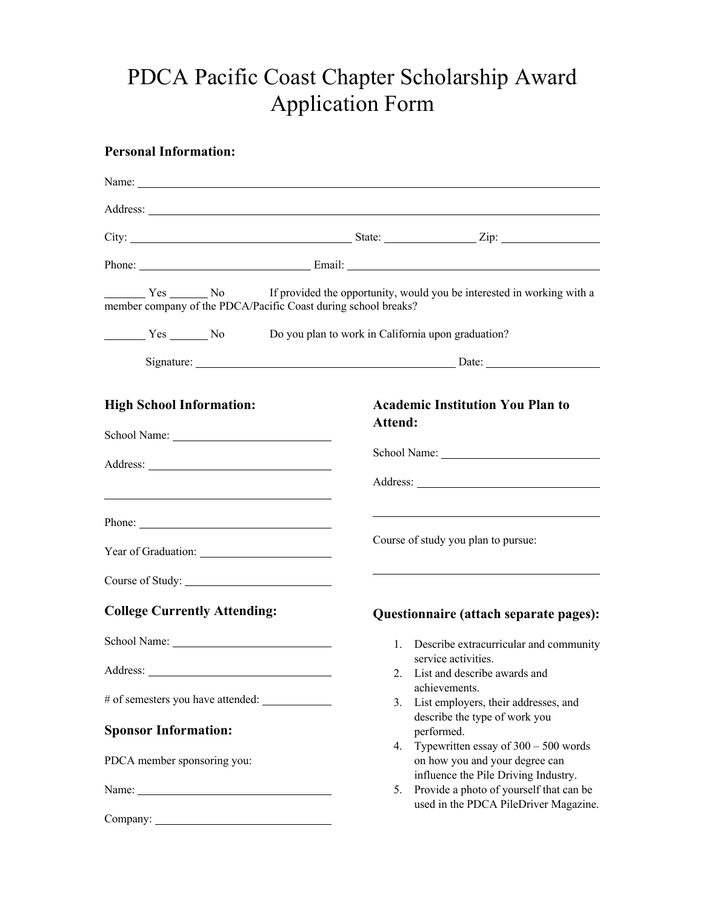# PDCA Pacific Coast Chapter Scholarship Award Application Form

## Personal Information:

Name: ______________________________________________

Address: ______________________________________________

City: ______________________ State: __________ Zip: __________

Phone: ____________________ Email: ____________________________

_______ Yes _______ No If provided the opportunity, would you be interested in working with a member company of the PDCA/Pacific Coast during school breaks?

_______ Yes _______ No Do you plan to work in California upon graduation?

Signature: ______________________________ Date: ______________

## High School Information:

School Name: ______________________

Address: ______________________

______________________

Phone: ______________________

Year of Graduation: ______________________

Course of Study: ______________________

## College Currently Attending:

School Name: ______________________

Address: ______________________

# of semesters you have attended: __________

## Sponsor Information:

PDCA member sponsoring you:

Name: ______________________

Company: ______________________

## Academic Institution You Plan to Attend:

School Name: ______________________

Address: ______________________

______________________

Course of study you plan to pursue:

______________________

## Questionnaire (attach separate pages):

1. Describe extracurricular and community service activities.
2. List and describe awards and achievements.
3. List employers, their addresses, and describe the type of work you performed.
4. Typewritten essay of 300 – 500 words on how you and your degree can influence the Pile Driving Industry.
5. Provide a photo of yourself that can be used in the PDCA PileDriver Magazine.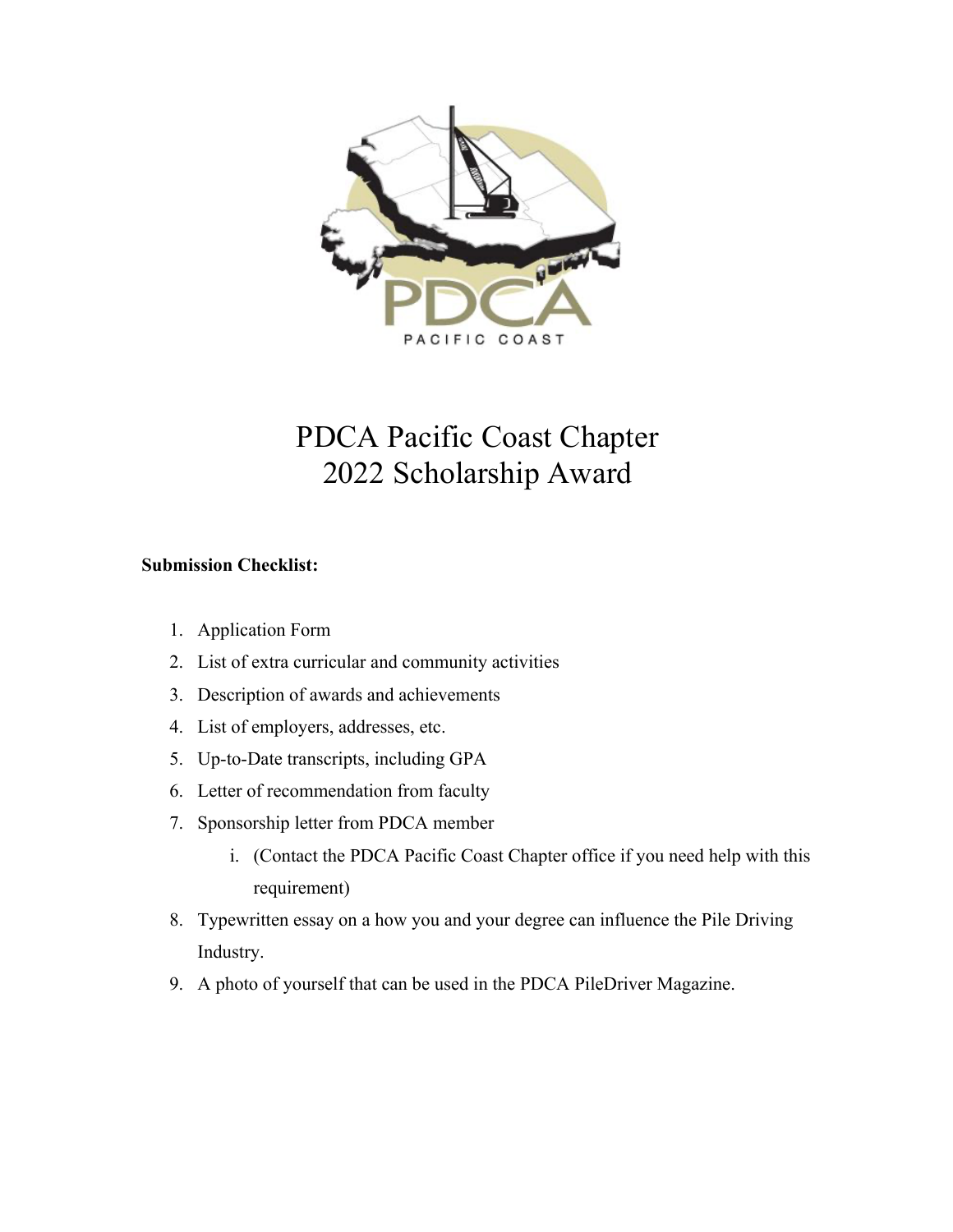# PDCA Pacific Coast Chapter 2022 Scholarship Award

**Submission Checklist:**

1. Application Form
2. List of extra curricular and community activities
3. Description of awards and achievements
4. List of employers, addresses, etc.
5. Up-to-Date transcripts, including GPA
6. Letter of recommendation from faculty
7. Sponsorship letter from PDCA member
    i. (Contact the PDCA Pacific Coast Chapter office if you need help with this requirement)
8. Typewritten essay on a how you and your degree can influence the Pile Driving Industry.
9. A photo of yourself that can be used in the PDCA PileDriver Magazine.